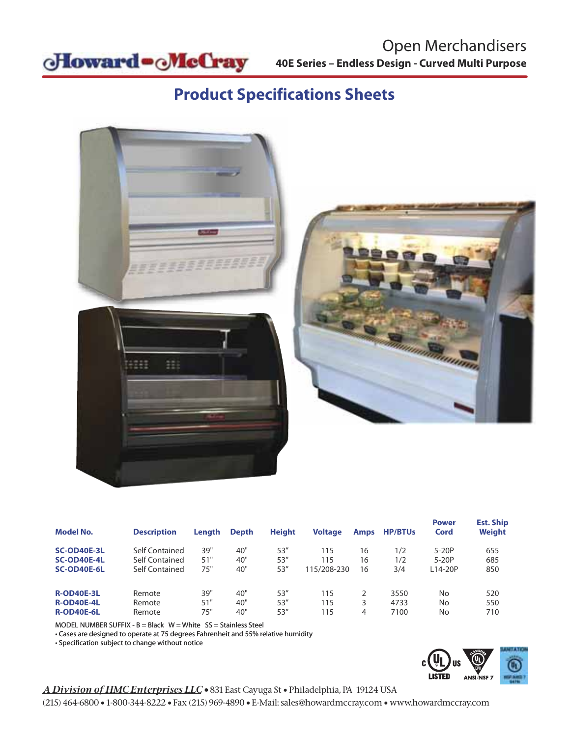Howard-McCray

# Open Merchandisers

**40E Series – Endless Design - Curved Multi Purpose**

## Product Specifications Sheets

| Model No. | Description | Length | Depth | Height | Voltage | Amps | HP/BTUs | Power Cord | Est. Ship Weight |
|---|---|---|---|---|---|---|---|---|---|
| **SC-OD40E-3L** | Self Contained | 39" | 40" | 53" | 115 | 16 | 1/2 | 5-20P | 655 |
| **SC-OD40E-4L** | Self Contained | 51" | 40" | 53" | 115 | 16 | 1/2 | 5-20P | 685 |
| **SC-OD40E-6L** | Self Contained | 75" | 40" | 53" | 115/208-230 | 16 | 3/4 | L14-20P | 850 |
| **R-OD40E-3L** | Remote | 39" | 40" | 53" | 115 | 2 | 3550 | No | 520 |
| **R-OD40E-4L** | Remote | 51" | 40" | 53" | 115 | 3 | 4733 | No | 550 |
| **R-OD40E-6L** | Remote | 75" | 40" | 53" | 115 | 4 | 7100 | No | 710 |

MODEL NUMBER SUFFIX - B = Black W = White SS = Stainless Steel

- Cases are designed to operate at 75 degrees Fahrenheit and 55% relative humidity
- Specification subject to change without notice

C UL US LISTED · ANSI/NSF 7 · SANITATION

*A Division of HMC Enterprises LLC* • 831 East Cayuga St • Philadelphia, PA 19124 USA
(215) 464-6800 • 1-800-344-8222 • Fax (215) 969-4890 • E-Mail: sales@howardmccray.com • www.howardmccray.com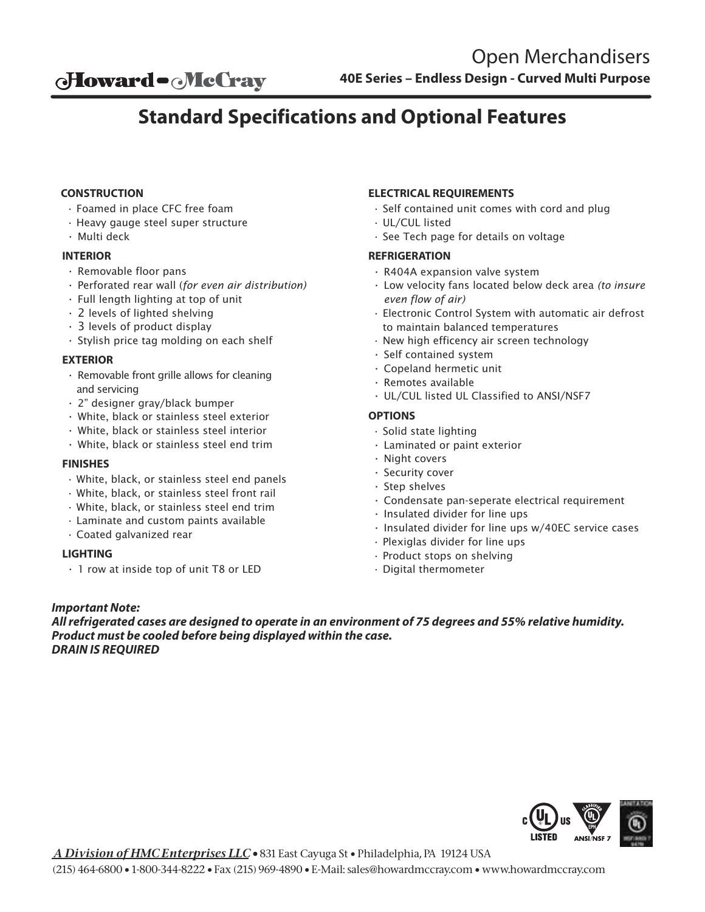# Open Merchandisers

**40E Series – Endless Design - Curved Multi Purpose**

## Standard Specifications and Optional Features

### CONSTRUCTION

- Foamed in place CFC free foam
- Heavy gauge steel super structure
- Multi deck

### INTERIOR

- Removable floor pans
- Perforated rear wall (*for even air distribution*)
- Full length lighting at top of unit
- 2 levels of lighted shelving
- 3 levels of product display
- Stylish price tag molding on each shelf

### EXTERIOR

- Removable front grille allows for cleaning and servicing
- 2" designer gray/black bumper
- White, black or stainless steel exterior
- White, black or stainless steel interior
- White, black or stainless steel end trim

### FINISHES

- White, black, or stainless steel end panels
- White, black, or stainless steel front rail
- White, black, or stainless steel end trim
- Laminate and custom paints available
- Coated galvanized rear

### LIGHTING

- 1 row at inside top of unit T8 or LED

### ELECTRICAL REQUIREMENTS

- Self contained unit comes with cord and plug
- UL/CUL listed
- See Tech page for details on voltage

### REFRIGERATION

- R404A expansion valve system
- Low velocity fans located below deck area *(to insure even flow of air)*
- Electronic Control System with automatic air defrost to maintain balanced temperatures
- New high efficency air screen technology
- Self contained system
- Copeland hermetic unit
- Remotes available
- UL/CUL listed UL Classified to ANSI/NSF7

### OPTIONS

- Solid state lighting
- Laminated or paint exterior
- Night covers
- Security cover
- Step shelves
- Condensate pan-seperate electrical requirement
- Insulated divider for line ups
- Insulated divider for line ups w/40EC service cases
- Plexiglas divider for line ups
- Product stops on shelving
- Digital thermometer

***Important Note:***
***All refrigerated cases are designed to operate in an environment of 75 degrees and 55% relative humidity.***
***Product must be cooled before being displayed within the case.***
***DRAIN IS REQUIRED***

*A Division of HMC Enterprises LLC* • 831 East Cayuga St • Philadelphia, PA 19124 USA
(215) 464-6800 • 1-800-344-8222 • Fax (215) 969-4890 • E-Mail: sales@howardmccray.com • www.howardmccray.com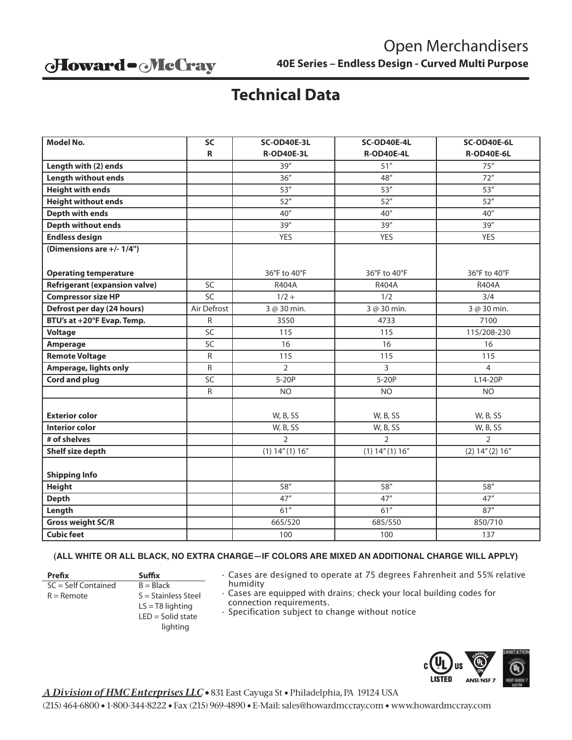# Open Merchandisers

**40E Series – Endless Design - Curved Multi Purpose**

## Technical Data

| Model No. | SC<br>R | SC-OD40E-3L<br>R-OD40E-3L | SC-OD40E-4L<br>R-OD40E-4L | SC-OD40E-6L<br>R-OD40E-6L |
|---|---|---|---|---|
| **Length with (2) ends** | | 39″ | 51″ | 75″ |
| **Length without ends** | | 36″ | 48″ | 72″ |
| **Height with ends** | | 53″ | 53″ | 53″ |
| **Height without ends** | | 52″ | 52″ | 52″ |
| **Depth with ends** | | 40″ | 40″ | 40″ |
| **Depth without ends** | | 39″ | 39″ | 39″ |
| **Endless design** | | YES | YES | YES |
| **(Dimensions are +/- 1/4")** | | | | |
| **Operating temperature** | | 36°F to 40°F | 36°F to 40°F | 36°F to 40°F |
| **Refrigerant (expansion valve)** | SC | R404A | R404A | R404A |
| **Compressor size HP** | SC | 1/2 + | 1/2 | 3/4 |
| **Defrost per day (24 hours)** | Air Defrost | 3 @ 30 min. | 3 @ 30 min. | 3 @ 30 min. |
| **BTU's at +20°F Evap. Temp.** | R | 3550 | 4733 | 7100 |
| **Voltage** | SC | 115 | 115 | 115/208-230 |
| **Amperage** | SC | 16 | 16 | 16 |
| **Remote Voltage** | R | 115 | 115 | 115 |
| **Amperage, lights only** | R | 2 | 3 | 4 |
| **Cord and plug** | SC | 5-20P | 5-20P | L14-20P |
| | R | NO | NO | NO |
| **Exterior color** | | W, B, SS | W, B, SS | W, B, SS |
| **Interior color** | | W, B, SS | W, B, SS | W, B, SS |
| **# of shelves** | | 2 | 2 | 2 |
| **Shelf size depth** | | (1) 14″ (1) 16″ | (1) 14″ (1) 16″ | (2) 14″ (2) 16″ |
| **Shipping Info** | | | | |
| **Height** | | 58″ | 58″ | 58″ |
| **Depth** | | 47″ | 47″ | 47″ |
| **Length** | | 61″ | 61″ | 87″ |
| **Gross weight SC/R** | | 665/520 | 685/550 | 850/710 |
| **Cubic feet** | | 100 | 100 | 137 |

**(ALL WHITE OR ALL BLACK, NO EXTRA CHARGE—IF COLORS ARE MIXED AN ADDITIONAL CHARGE WILL APPLY)**

| Prefix | Suffix |
|---|---|
| SC = Self Contained | B = Black |
| R = Remote | S = Stainless Steel |
| | LS = T8 lighting |
| | LED = Solid state lighting |

- Cases are designed to operate at 75 degrees Fahrenheit and 55% relative humidity
- Cases are equipped with drains; check your local building codes for connection requirements.
- Specification subject to change without notice

*A Division of HMC Enterprises LLC* • 831 East Cayuga St • Philadelphia, PA 19124 USA
(215) 464-6800 • 1-800-344-8222 • Fax (215) 969-4890 • E-Mail: sales@howardmccray.com • www.howardmccray.com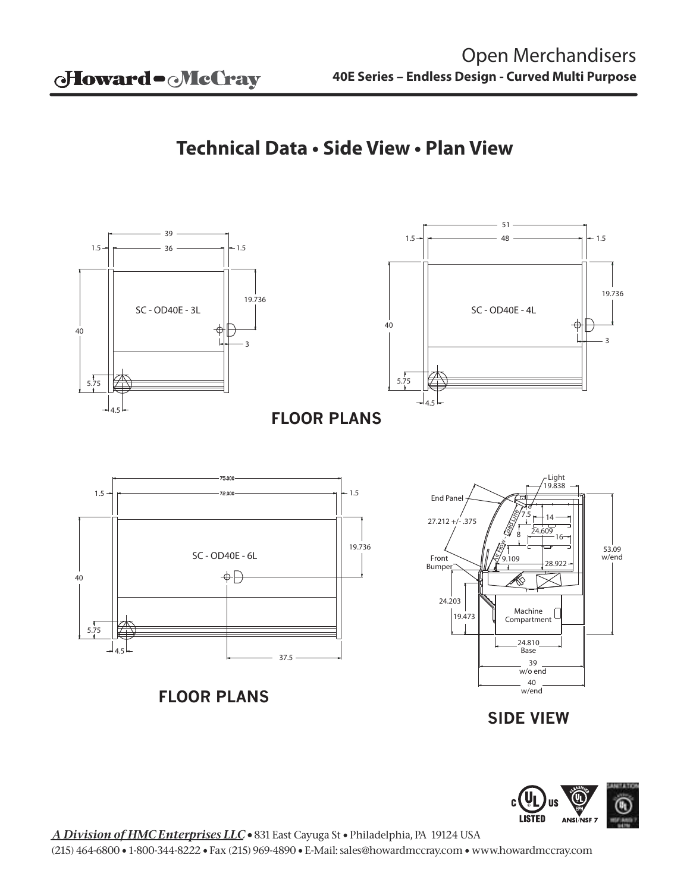Howard-McCray

# Open Merchandisers

**40E Series – Endless Design - Curved Multi Purpose**

## Technical Data • Side View • Plan View

39
1.5
36
1.5
19.736
SC - OD40E - 3L
40
3
5.75
4.5

51
1.5
48
1.5
19.736
SC - OD40E - 4L
40
3
5.75
4.5

**FLOOR PLANS**

75.000
1.5
72.000
1.5
19.736
SC - OD40E - 6L
40
5.75
4.5
37.5

**FLOOR PLANS**

Light
19.838
End Panel
7.5
14
27.212 +/- .375
Load Line
24.609
8
16
Air flow
53.09
w/end
Front
Bumper
9.109
28.922
24.203
19.473
Machine
Compartment
24.810
Base
39
w/o end
40
w/end

**SIDE VIEW**

C UL US LISTED
CLASSIFIED UL EPH ANSI/NSF 7
SANITATION UL NSF/ANSI 7

*A Division of HMC Enterprises LLC* • 831 East Cayuga St • Philadelphia, PA 19124 USA
(215) 464-6800 • 1-800-344-8222 • Fax (215) 969-4890 • E-Mail: sales@howardmccray.com • www.howardmccray.com